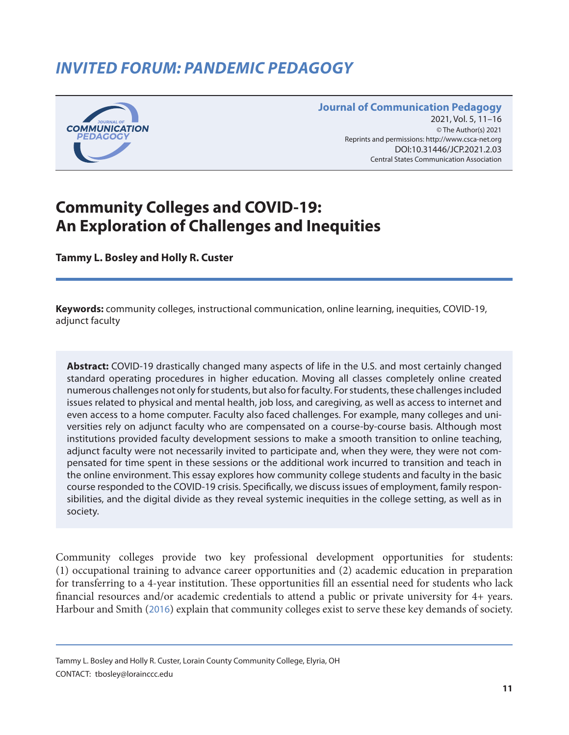## INVITED FORUM: PANDEMIC PEDAGOGY

**Journal of Communication Pedagogy**
2021, Vol. 5, 11–16
© The Author(s) 2021
Reprints and permissions: http://www.csca-net.org
DOI:10.31446/JCP.2021.2.03
Central States Communication Association

# Community Colleges and COVID-19: An Exploration of Challenges and Inequities

**Tammy L. Bosley and Holly R. Custer**

**Keywords:** community colleges, instructional communication, online learning, inequities, COVID-19, adjunct faculty

**Abstract:** COVID-19 drastically changed many aspects of life in the U.S. and most certainly changed standard operating procedures in higher education. Moving all classes completely online created numerous challenges not only for students, but also for faculty. For students, these challenges included issues related to physical and mental health, job loss, and caregiving, as well as access to internet and even access to a home computer. Faculty also faced challenges. For example, many colleges and universities rely on adjunct faculty who are compensated on a course-by-course basis. Although most institutions provided faculty development sessions to make a smooth transition to online teaching, adjunct faculty were not necessarily invited to participate and, when they were, they were not compensated for time spent in these sessions or the additional work incurred to transition and teach in the online environment. This essay explores how community college students and faculty in the basic course responded to the COVID-19 crisis. Specifically, we discuss issues of employment, family responsibilities, and the digital divide as they reveal systemic inequities in the college setting, as well as in society.

Community colleges provide two key professional development opportunities for students: (1) occupational training to advance career opportunities and (2) academic education in preparation for transferring to a 4-year institution. These opportunities fill an essential need for students who lack financial resources and/or academic credentials to attend a public or private university for 4+ years. Harbour and Smith (2016) explain that community colleges exist to serve these key demands of society.

Tammy L. Bosley and Holly R. Custer, Lorain County Community College, Elyria, OH
CONTACT: tbosley@lorainccc.edu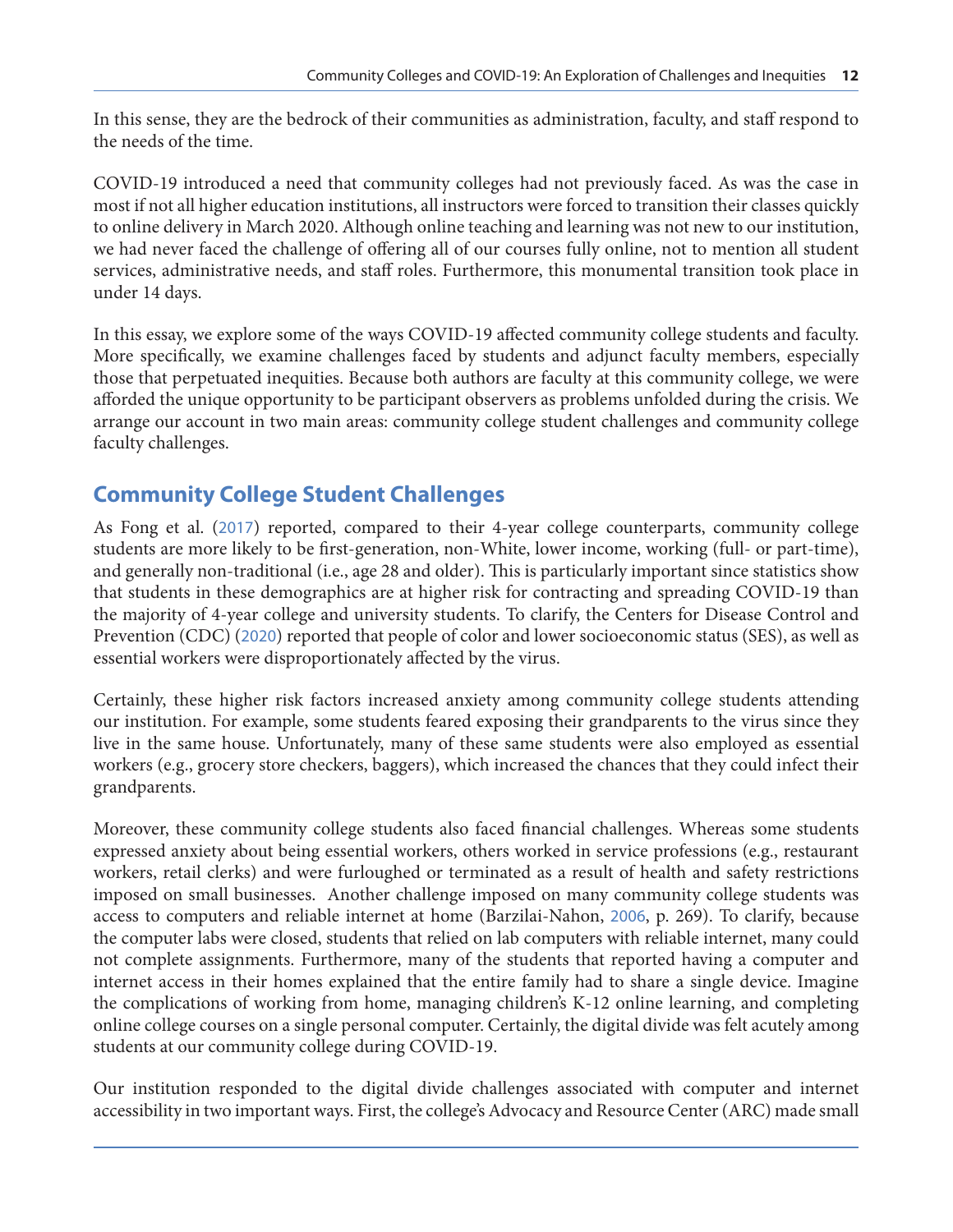In this sense, they are the bedrock of their communities as administration, faculty, and staff respond to the needs of the time.

COVID-19 introduced a need that community colleges had not previously faced. As was the case in most if not all higher education institutions, all instructors were forced to transition their classes quickly to online delivery in March 2020. Although online teaching and learning was not new to our institution, we had never faced the challenge of offering all of our courses fully online, not to mention all student services, administrative needs, and staff roles. Furthermore, this monumental transition took place in under 14 days.

In this essay, we explore some of the ways COVID-19 affected community college students and faculty. More specifically, we examine challenges faced by students and adjunct faculty members, especially those that perpetuated inequities. Because both authors are faculty at this community college, we were afforded the unique opportunity to be participant observers as problems unfolded during the crisis. We arrange our account in two main areas: community college student challenges and community college faculty challenges.

## Community College Student Challenges

As Fong et al. (2017) reported, compared to their 4-year college counterparts, community college students are more likely to be first-generation, non-White, lower income, working (full- or part-time), and generally non-traditional (i.e., age 28 and older). This is particularly important since statistics show that students in these demographics are at higher risk for contracting and spreading COVID-19 than the majority of 4-year college and university students. To clarify, the Centers for Disease Control and Prevention (CDC) (2020) reported that people of color and lower socioeconomic status (SES), as well as essential workers were disproportionately affected by the virus.

Certainly, these higher risk factors increased anxiety among community college students attending our institution. For example, some students feared exposing their grandparents to the virus since they live in the same house. Unfortunately, many of these same students were also employed as essential workers (e.g., grocery store checkers, baggers), which increased the chances that they could infect their grandparents.

Moreover, these community college students also faced financial challenges. Whereas some students expressed anxiety about being essential workers, others worked in service professions (e.g., restaurant workers, retail clerks) and were furloughed or terminated as a result of health and safety restrictions imposed on small businesses. Another challenge imposed on many community college students was access to computers and reliable internet at home (Barzilai-Nahon, 2006, p. 269). To clarify, because the computer labs were closed, students that relied on lab computers with reliable internet, many could not complete assignments. Furthermore, many of the students that reported having a computer and internet access in their homes explained that the entire family had to share a single device. Imagine the complications of working from home, managing children's K-12 online learning, and completing online college courses on a single personal computer. Certainly, the digital divide was felt acutely among students at our community college during COVID-19.

Our institution responded to the digital divide challenges associated with computer and internet accessibility in two important ways. First, the college's Advocacy and Resource Center (ARC) made small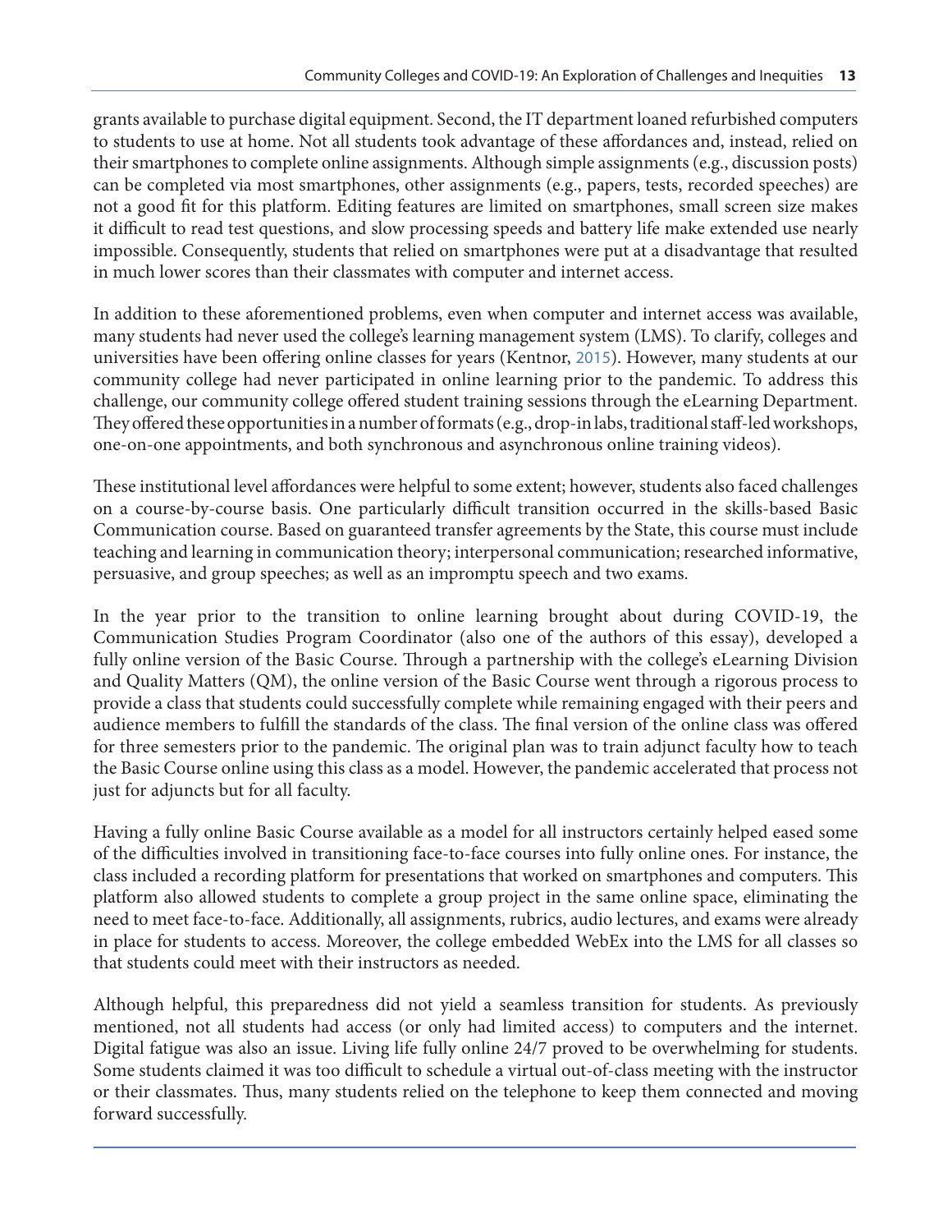grants available to purchase digital equipment. Second, the IT department loaned refurbished computers to students to use at home. Not all students took advantage of these affordances and, instead, relied on their smartphones to complete online assignments. Although simple assignments (e.g., discussion posts) can be completed via most smartphones, other assignments (e.g., papers, tests, recorded speeches) are not a good fit for this platform. Editing features are limited on smartphones, small screen size makes it difficult to read test questions, and slow processing speeds and battery life make extended use nearly impossible. Consequently, students that relied on smartphones were put at a disadvantage that resulted in much lower scores than their classmates with computer and internet access.

In addition to these aforementioned problems, even when computer and internet access was available, many students had never used the college's learning management system (LMS). To clarify, colleges and universities have been offering online classes for years (Kentnor, 2015). However, many students at our community college had never participated in online learning prior to the pandemic. To address this challenge, our community college offered student training sessions through the eLearning Department. They offered these opportunities in a number of formats (e.g., drop-in labs, traditional staff-led workshops, one-on-one appointments, and both synchronous and asynchronous online training videos).

These institutional level affordances were helpful to some extent; however, students also faced challenges on a course-by-course basis. One particularly difficult transition occurred in the skills-based Basic Communication course. Based on guaranteed transfer agreements by the State, this course must include teaching and learning in communication theory; interpersonal communication; researched informative, persuasive, and group speeches; as well as an impromptu speech and two exams.

In the year prior to the transition to online learning brought about during COVID-19, the Communication Studies Program Coordinator (also one of the authors of this essay), developed a fully online version of the Basic Course. Through a partnership with the college's eLearning Division and Quality Matters (QM), the online version of the Basic Course went through a rigorous process to provide a class that students could successfully complete while remaining engaged with their peers and audience members to fulfill the standards of the class. The final version of the online class was offered for three semesters prior to the pandemic. The original plan was to train adjunct faculty how to teach the Basic Course online using this class as a model. However, the pandemic accelerated that process not just for adjuncts but for all faculty.

Having a fully online Basic Course available as a model for all instructors certainly helped eased some of the difficulties involved in transitioning face-to-face courses into fully online ones. For instance, the class included a recording platform for presentations that worked on smartphones and computers. This platform also allowed students to complete a group project in the same online space, eliminating the need to meet face-to-face. Additionally, all assignments, rubrics, audio lectures, and exams were already in place for students to access. Moreover, the college embedded WebEx into the LMS for all classes so that students could meet with their instructors as needed.

Although helpful, this preparedness did not yield a seamless transition for students. As previously mentioned, not all students had access (or only had limited access) to computers and the internet. Digital fatigue was also an issue. Living life fully online 24/7 proved to be overwhelming for students. Some students claimed it was too difficult to schedule a virtual out-of-class meeting with the instructor or their classmates. Thus, many students relied on the telephone to keep them connected and moving forward successfully.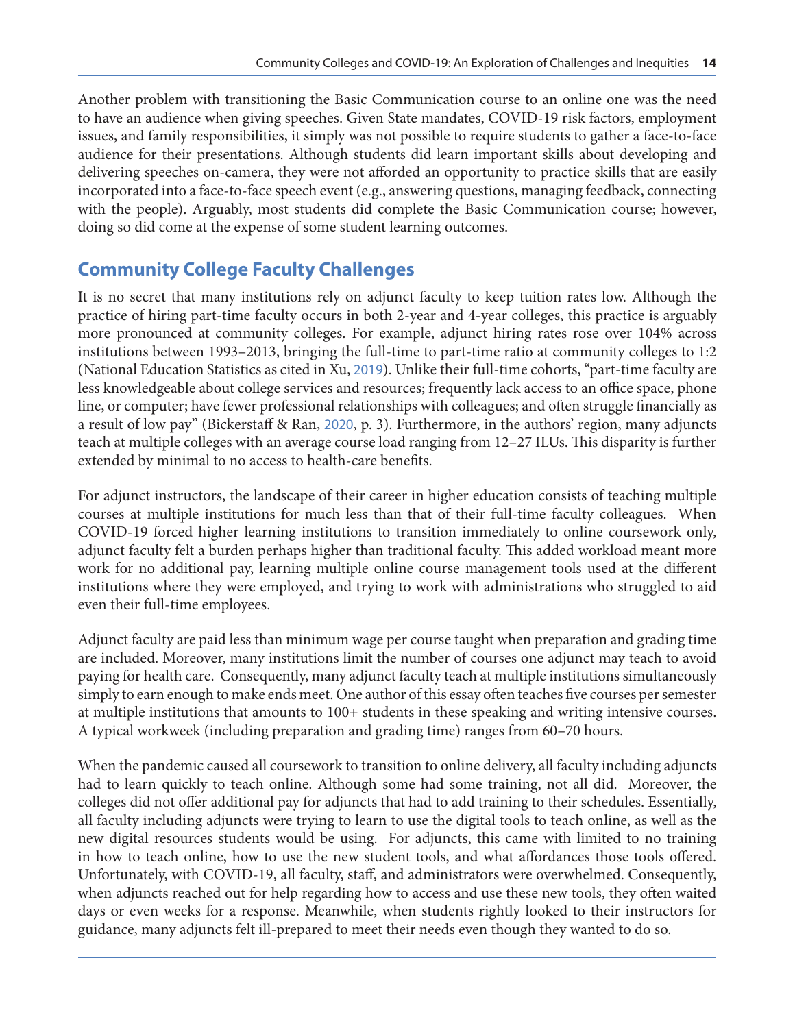Another problem with transitioning the Basic Communication course to an online one was the need to have an audience when giving speeches. Given State mandates, COVID-19 risk factors, employment issues, and family responsibilities, it simply was not possible to require students to gather a face-to-face audience for their presentations. Although students did learn important skills about developing and delivering speeches on-camera, they were not afforded an opportunity to practice skills that are easily incorporated into a face-to-face speech event (e.g., answering questions, managing feedback, connecting with the people). Arguably, most students did complete the Basic Communication course; however, doing so did come at the expense of some student learning outcomes.

## Community College Faculty Challenges

It is no secret that many institutions rely on adjunct faculty to keep tuition rates low. Although the practice of hiring part-time faculty occurs in both 2-year and 4-year colleges, this practice is arguably more pronounced at community colleges. For example, adjunct hiring rates rose over 104% across institutions between 1993–2013, bringing the full-time to part-time ratio at community colleges to 1:2 (National Education Statistics as cited in Xu, 2019). Unlike their full-time cohorts, "part-time faculty are less knowledgeable about college services and resources; frequently lack access to an office space, phone line, or computer; have fewer professional relationships with colleagues; and often struggle financially as a result of low pay" (Bickerstaff & Ran, 2020, p. 3). Furthermore, in the authors' region, many adjuncts teach at multiple colleges with an average course load ranging from 12–27 ILUs. This disparity is further extended by minimal to no access to health-care benefits.

For adjunct instructors, the landscape of their career in higher education consists of teaching multiple courses at multiple institutions for much less than that of their full-time faculty colleagues. When COVID-19 forced higher learning institutions to transition immediately to online coursework only, adjunct faculty felt a burden perhaps higher than traditional faculty. This added workload meant more work for no additional pay, learning multiple online course management tools used at the different institutions where they were employed, and trying to work with administrations who struggled to aid even their full-time employees.

Adjunct faculty are paid less than minimum wage per course taught when preparation and grading time are included. Moreover, many institutions limit the number of courses one adjunct may teach to avoid paying for health care. Consequently, many adjunct faculty teach at multiple institutions simultaneously simply to earn enough to make ends meet. One author of this essay often teaches five courses per semester at multiple institutions that amounts to 100+ students in these speaking and writing intensive courses. A typical workweek (including preparation and grading time) ranges from 60–70 hours.

When the pandemic caused all coursework to transition to online delivery, all faculty including adjuncts had to learn quickly to teach online. Although some had some training, not all did. Moreover, the colleges did not offer additional pay for adjuncts that had to add training to their schedules. Essentially, all faculty including adjuncts were trying to learn to use the digital tools to teach online, as well as the new digital resources students would be using. For adjuncts, this came with limited to no training in how to teach online, how to use the new student tools, and what affordances those tools offered. Unfortunately, with COVID-19, all faculty, staff, and administrators were overwhelmed. Consequently, when adjuncts reached out for help regarding how to access and use these new tools, they often waited days or even weeks for a response. Meanwhile, when students rightly looked to their instructors for guidance, many adjuncts felt ill-prepared to meet their needs even though they wanted to do so.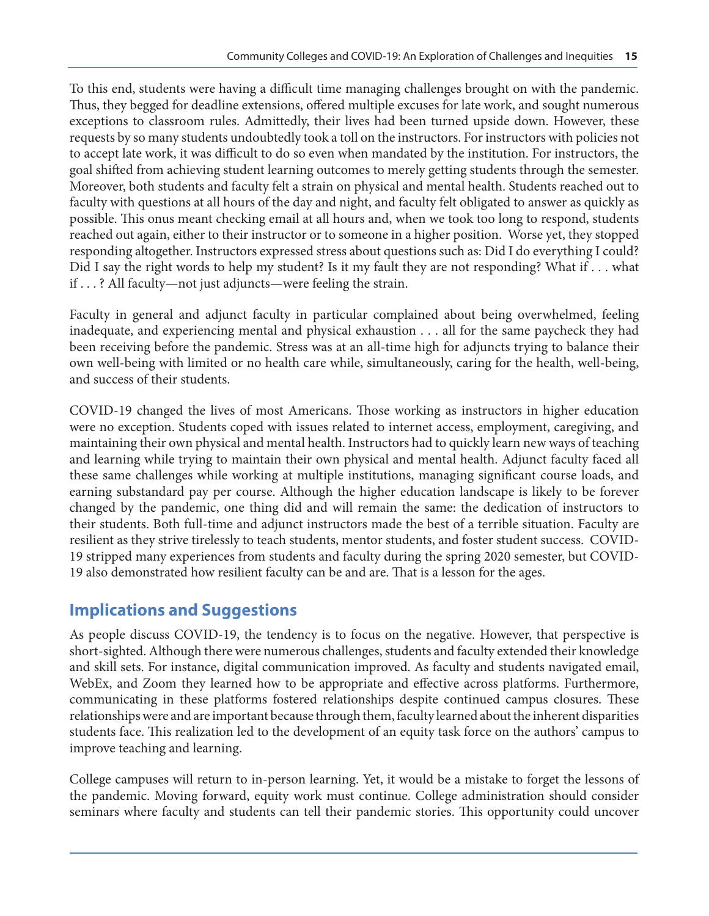To this end, students were having a difficult time managing challenges brought on with the pandemic. Thus, they begged for deadline extensions, offered multiple excuses for late work, and sought numerous exceptions to classroom rules. Admittedly, their lives had been turned upside down. However, these requests by so many students undoubtedly took a toll on the instructors. For instructors with policies not to accept late work, it was difficult to do so even when mandated by the institution. For instructors, the goal shifted from achieving student learning outcomes to merely getting students through the semester. Moreover, both students and faculty felt a strain on physical and mental health. Students reached out to faculty with questions at all hours of the day and night, and faculty felt obligated to answer as quickly as possible. This onus meant checking email at all hours and, when we took too long to respond, students reached out again, either to their instructor or to someone in a higher position. Worse yet, they stopped responding altogether. Instructors expressed stress about questions such as: Did I do everything I could? Did I say the right words to help my student? Is it my fault they are not responding? What if . . . what if . . . ? All faculty—not just adjuncts—were feeling the strain.

Faculty in general and adjunct faculty in particular complained about being overwhelmed, feeling inadequate, and experiencing mental and physical exhaustion . . . all for the same paycheck they had been receiving before the pandemic. Stress was at an all-time high for adjuncts trying to balance their own well-being with limited or no health care while, simultaneously, caring for the health, well-being, and success of their students.

COVID-19 changed the lives of most Americans. Those working as instructors in higher education were no exception. Students coped with issues related to internet access, employment, caregiving, and maintaining their own physical and mental health. Instructors had to quickly learn new ways of teaching and learning while trying to maintain their own physical and mental health. Adjunct faculty faced all these same challenges while working at multiple institutions, managing significant course loads, and earning substandard pay per course. Although the higher education landscape is likely to be forever changed by the pandemic, one thing did and will remain the same: the dedication of instructors to their students. Both full-time and adjunct instructors made the best of a terrible situation. Faculty are resilient as they strive tirelessly to teach students, mentor students, and foster student success. COVID-19 stripped many experiences from students and faculty during the spring 2020 semester, but COVID-19 also demonstrated how resilient faculty can be and are. That is a lesson for the ages.

## Implications and Suggestions

As people discuss COVID-19, the tendency is to focus on the negative. However, that perspective is short-sighted. Although there were numerous challenges, students and faculty extended their knowledge and skill sets. For instance, digital communication improved. As faculty and students navigated email, WebEx, and Zoom they learned how to be appropriate and effective across platforms. Furthermore, communicating in these platforms fostered relationships despite continued campus closures. These relationships were and are important because through them, faculty learned about the inherent disparities students face. This realization led to the development of an equity task force on the authors' campus to improve teaching and learning.

College campuses will return to in-person learning. Yet, it would be a mistake to forget the lessons of the pandemic. Moving forward, equity work must continue. College administration should consider seminars where faculty and students can tell their pandemic stories. This opportunity could uncover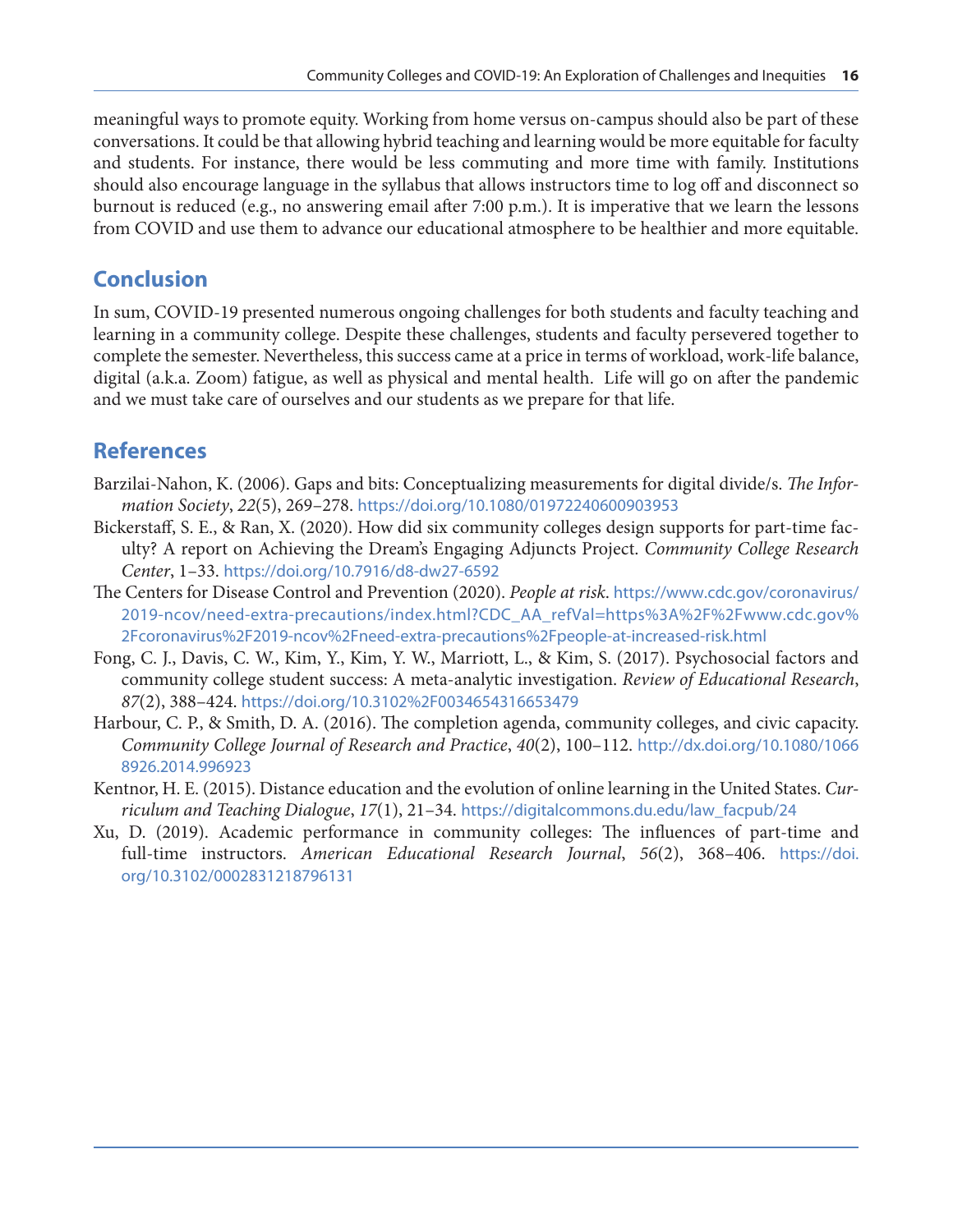meaningful ways to promote equity. Working from home versus on-campus should also be part of these conversations. It could be that allowing hybrid teaching and learning would be more equitable for faculty and students. For instance, there would be less commuting and more time with family. Institutions should also encourage language in the syllabus that allows instructors time to log off and disconnect so burnout is reduced (e.g., no answering email after 7:00 p.m.). It is imperative that we learn the lessons from COVID and use them to advance our educational atmosphere to be healthier and more equitable.

## Conclusion

In sum, COVID-19 presented numerous ongoing challenges for both students and faculty teaching and learning in a community college. Despite these challenges, students and faculty persevered together to complete the semester. Nevertheless, this success came at a price in terms of workload, work-life balance, digital (a.k.a. Zoom) fatigue, as well as physical and mental health. Life will go on after the pandemic and we must take care of ourselves and our students as we prepare for that life.

## References

Barzilai-Nahon, K. (2006). Gaps and bits: Conceptualizing measurements for digital divide/s. *The Information Society*, *22*(5), 269–278. https://doi.org/10.1080/01972240600903953

Bickerstaff, S. E., & Ran, X. (2020). How did six community colleges design supports for part-time faculty? A report on Achieving the Dream's Engaging Adjuncts Project. *Community College Research Center*, 1–33. https://doi.org/10.7916/d8-dw27-6592

The Centers for Disease Control and Prevention (2020). *People at risk*. https://www.cdc.gov/coronavirus/2019-ncov/need-extra-precautions/index.html?CDC_AA_refVal=https%3A%2F%2Fwww.cdc.gov%2Fcoronavirus%2F2019-ncov%2Fneed-extra-precautions%2Fpeople-at-increased-risk.html

Fong, C. J., Davis, C. W., Kim, Y., Kim, Y. W., Marriott, L., & Kim, S. (2017). Psychosocial factors and community college student success: A meta-analytic investigation. *Review of Educational Research*, *87*(2), 388–424. https://doi.org/10.3102%2F0034654316653479

Harbour, C. P., & Smith, D. A. (2016). The completion agenda, community colleges, and civic capacity. *Community College Journal of Research and Practice*, *40*(2), 100–112. http://dx.doi.org/10.1080/10668926.2014.996923

Kentnor, H. E. (2015). Distance education and the evolution of online learning in the United States. *Curriculum and Teaching Dialogue*, *17*(1), 21–34. https://digitalcommons.du.edu/law_facpub/24

Xu, D. (2019). Academic performance in community colleges: The influences of part-time and full-time instructors. *American Educational Research Journal*, *56*(2), 368–406. https://doi.org/10.3102/0002831218796131